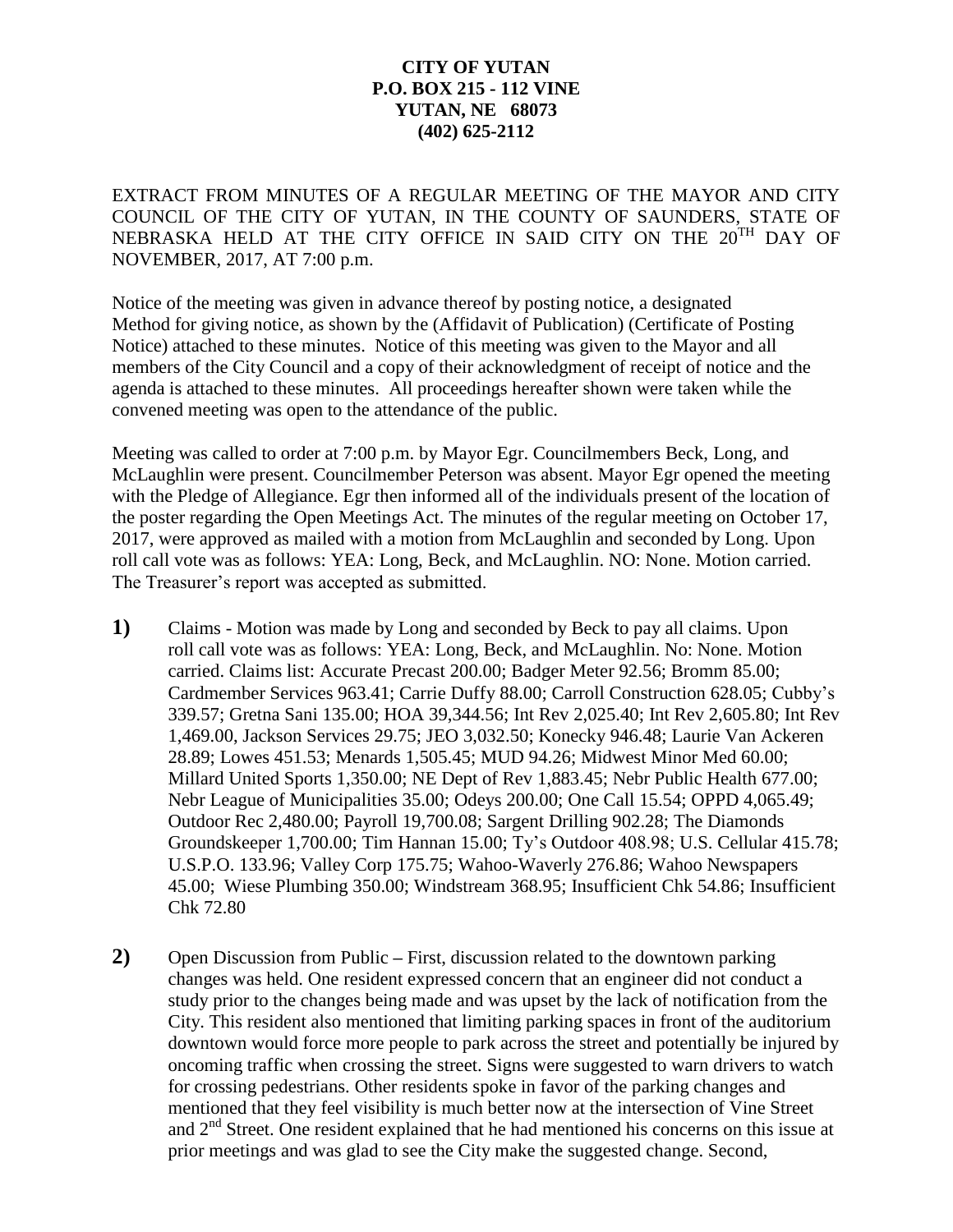**CITY OF YUTAN**
**P.O. BOX 215 - 112 VINE**
**YUTAN, NE 68073**
**(402) 625-2112**

EXTRACT FROM MINUTES OF A REGULAR MEETING OF THE MAYOR AND CITY COUNCIL OF THE CITY OF YUTAN, IN THE COUNTY OF SAUNDERS, STATE OF NEBRASKA HELD AT THE CITY OFFICE IN SAID CITY ON THE 20TH DAY OF NOVEMBER, 2017, AT 7:00 p.m.

Notice of the meeting was given in advance thereof by posting notice, a designated Method for giving notice, as shown by the (Affidavit of Publication) (Certificate of Posting Notice) attached to these minutes. Notice of this meeting was given to the Mayor and all members of the City Council and a copy of their acknowledgment of receipt of notice and the agenda is attached to these minutes. All proceedings hereafter shown were taken while the convened meeting was open to the attendance of the public.

Meeting was called to order at 7:00 p.m. by Mayor Egr. Councilmembers Beck, Long, and McLaughlin were present. Councilmember Peterson was absent. Mayor Egr opened the meeting with the Pledge of Allegiance. Egr then informed all of the individuals present of the location of the poster regarding the Open Meetings Act. The minutes of the regular meeting on October 17, 2017, were approved as mailed with a motion from McLaughlin and seconded by Long. Upon roll call vote was as follows: YEA: Long, Beck, and McLaughlin. NO: None. Motion carried. The Treasurer's report was accepted as submitted.

**1)** Claims - Motion was made by Long and seconded by Beck to pay all claims. Upon roll call vote was as follows: YEA: Long, Beck, and McLaughlin. No: None. Motion carried. Claims list: Accurate Precast 200.00; Badger Meter 92.56; Bromm 85.00; Cardmember Services 963.41; Carrie Duffy 88.00; Carroll Construction 628.05; Cubby's 339.57; Gretna Sani 135.00; HOA 39,344.56; Int Rev 2,025.40; Int Rev 2,605.80; Int Rev 1,469.00, Jackson Services 29.75; JEO 3,032.50; Konecky 946.48; Laurie Van Ackeren 28.89; Lowes 451.53; Menards 1,505.45; MUD 94.26; Midwest Minor Med 60.00; Millard United Sports 1,350.00; NE Dept of Rev 1,883.45; Nebr Public Health 677.00; Nebr League of Municipalities 35.00; Odeys 200.00; One Call 15.54; OPPD 4,065.49; Outdoor Rec 2,480.00; Payroll 19,700.08; Sargent Drilling 902.28; The Diamonds Groundskeeper 1,700.00; Tim Hannan 15.00; Ty's Outdoor 408.98; U.S. Cellular 415.78; U.S.P.O. 133.96; Valley Corp 175.75; Wahoo-Waverly 276.86; Wahoo Newspapers 45.00; Wiese Plumbing 350.00; Windstream 368.95; Insufficient Chk 54.86; Insufficient Chk 72.80

**2)** Open Discussion from Public – First, discussion related to the downtown parking changes was held. One resident expressed concern that an engineer did not conduct a study prior to the changes being made and was upset by the lack of notification from the City. This resident also mentioned that limiting parking spaces in front of the auditorium downtown would force more people to park across the street and potentially be injured by oncoming traffic when crossing the street. Signs were suggested to warn drivers to watch for crossing pedestrians. Other residents spoke in favor of the parking changes and mentioned that they feel visibility is much better now at the intersection of Vine Street and 2nd Street. One resident explained that he had mentioned his concerns on this issue at prior meetings and was glad to see the City make the suggested change. Second,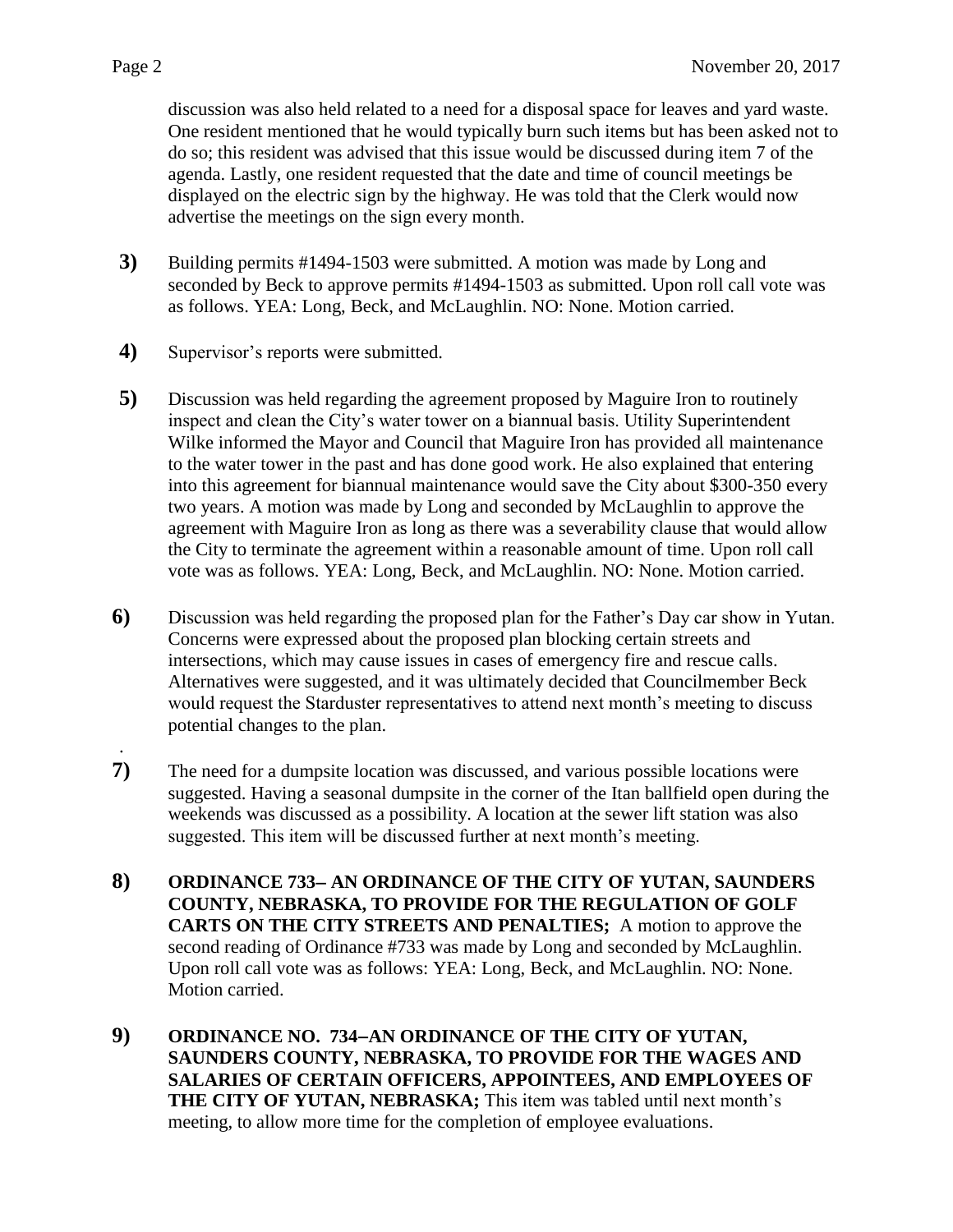discussion was also held related to a need for a disposal space for leaves and yard waste. One resident mentioned that he would typically burn such items but has been asked not to do so; this resident was advised that this issue would be discussed during item 7 of the agenda. Lastly, one resident requested that the date and time of council meetings be displayed on the electric sign by the highway. He was told that the Clerk would now advertise the meetings on the sign every month.

**3)** Building permits #1494-1503 were submitted. A motion was made by Long and seconded by Beck to approve permits #1494-1503 as submitted. Upon roll call vote was as follows. YEA: Long, Beck, and McLaughlin. NO: None. Motion carried.

**4)** Supervisor's reports were submitted.

**5)** Discussion was held regarding the agreement proposed by Maguire Iron to routinely inspect and clean the City's water tower on a biannual basis. Utility Superintendent Wilke informed the Mayor and Council that Maguire Iron has provided all maintenance to the water tower in the past and has done good work. He also explained that entering into this agreement for biannual maintenance would save the City about $300-350 every two years. A motion was made by Long and seconded by McLaughlin to approve the agreement with Maguire Iron as long as there was a severability clause that would allow the City to terminate the agreement within a reasonable amount of time. Upon roll call vote was as follows. YEA: Long, Beck, and McLaughlin. NO: None. Motion carried.

**6)** Discussion was held regarding the proposed plan for the Father's Day car show in Yutan. Concerns were expressed about the proposed plan blocking certain streets and intersections, which may cause issues in cases of emergency fire and rescue calls. Alternatives were suggested, and it was ultimately decided that Councilmember Beck would request the Starduster representatives to attend next month's meeting to discuss potential changes to the plan.

**7)** The need for a dumpsite location was discussed, and various possible locations were suggested. Having a seasonal dumpsite in the corner of the Itan ballfield open during the weekends was discussed as a possibility. A location at the sewer lift station was also suggested. This item will be discussed further at next month's meeting.

**8)** **ORDINANCE 733– AN ORDINANCE OF THE CITY OF YUTAN, SAUNDERS COUNTY, NEBRASKA, TO PROVIDE FOR THE REGULATION OF GOLF CARTS ON THE CITY STREETS AND PENALTIES;** A motion to approve the second reading of Ordinance #733 was made by Long and seconded by McLaughlin. Upon roll call vote was as follows: YEA: Long, Beck, and McLaughlin. NO: None. Motion carried.

**9)** **ORDINANCE NO. 734–AN ORDINANCE OF THE CITY OF YUTAN, SAUNDERS COUNTY, NEBRASKA, TO PROVIDE FOR THE WAGES AND SALARIES OF CERTAIN OFFICERS, APPOINTEES, AND EMPLOYEES OF THE CITY OF YUTAN, NEBRASKA;** This item was tabled until next month's meeting, to allow more time for the completion of employee evaluations.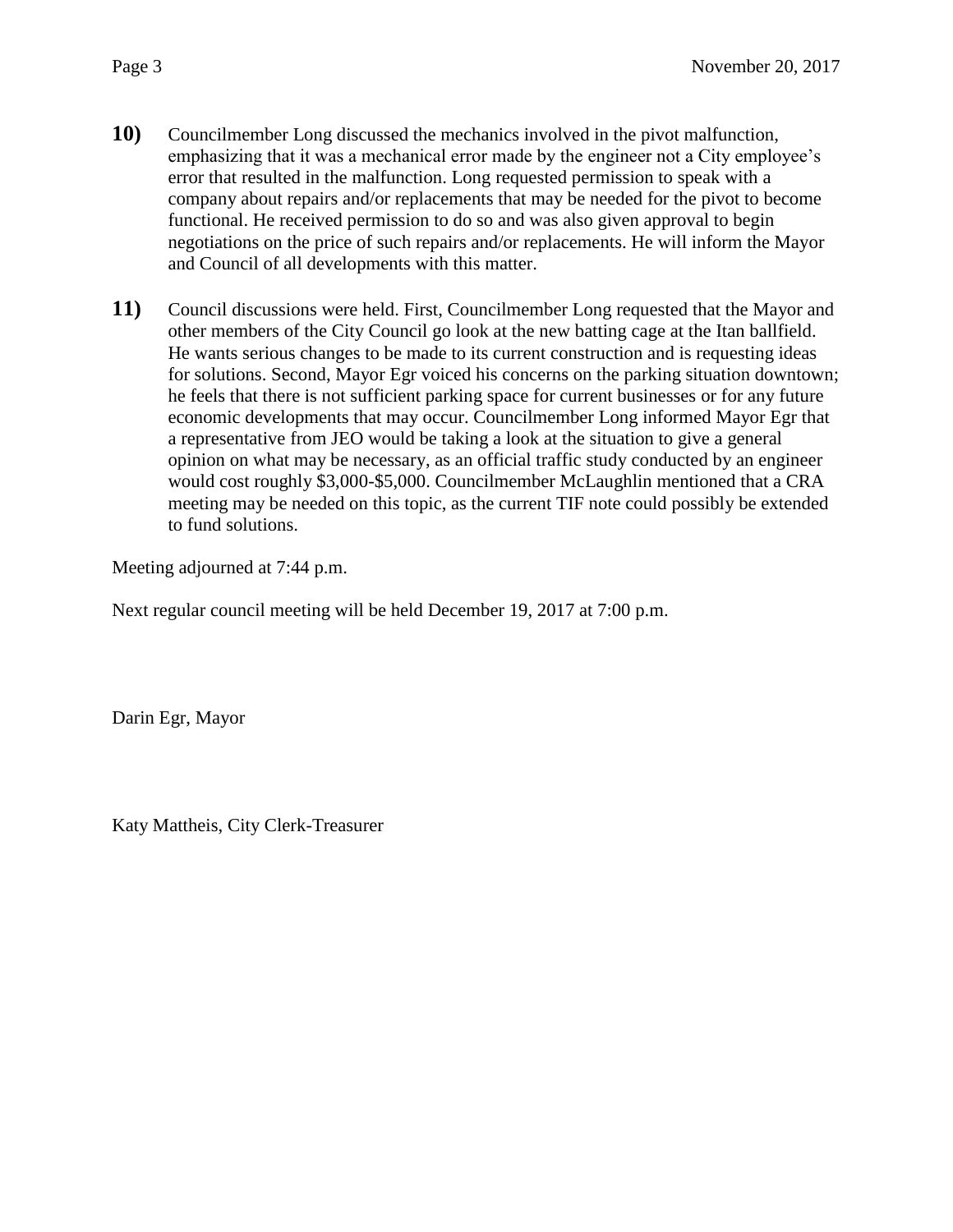**10)** Councilmember Long discussed the mechanics involved in the pivot malfunction, emphasizing that it was a mechanical error made by the engineer not a City employee's error that resulted in the malfunction. Long requested permission to speak with a company about repairs and/or replacements that may be needed for the pivot to become functional. He received permission to do so and was also given approval to begin negotiations on the price of such repairs and/or replacements. He will inform the Mayor and Council of all developments with this matter.

**11)** Council discussions were held. First, Councilmember Long requested that the Mayor and other members of the City Council go look at the new batting cage at the Itan ballfield. He wants serious changes to be made to its current construction and is requesting ideas for solutions. Second, Mayor Egr voiced his concerns on the parking situation downtown; he feels that there is not sufficient parking space for current businesses or for any future economic developments that may occur. Councilmember Long informed Mayor Egr that a representative from JEO would be taking a look at the situation to give a general opinion on what may be necessary, as an official traffic study conducted by an engineer would cost roughly $3,000-$5,000. Councilmember McLaughlin mentioned that a CRA meeting may be needed on this topic, as the current TIF note could possibly be extended to fund solutions.

Meeting adjourned at 7:44 p.m.

Next regular council meeting will be held December 19, 2017 at 7:00 p.m.

Darin Egr, Mayor

Katy Mattheis, City Clerk-Treasurer